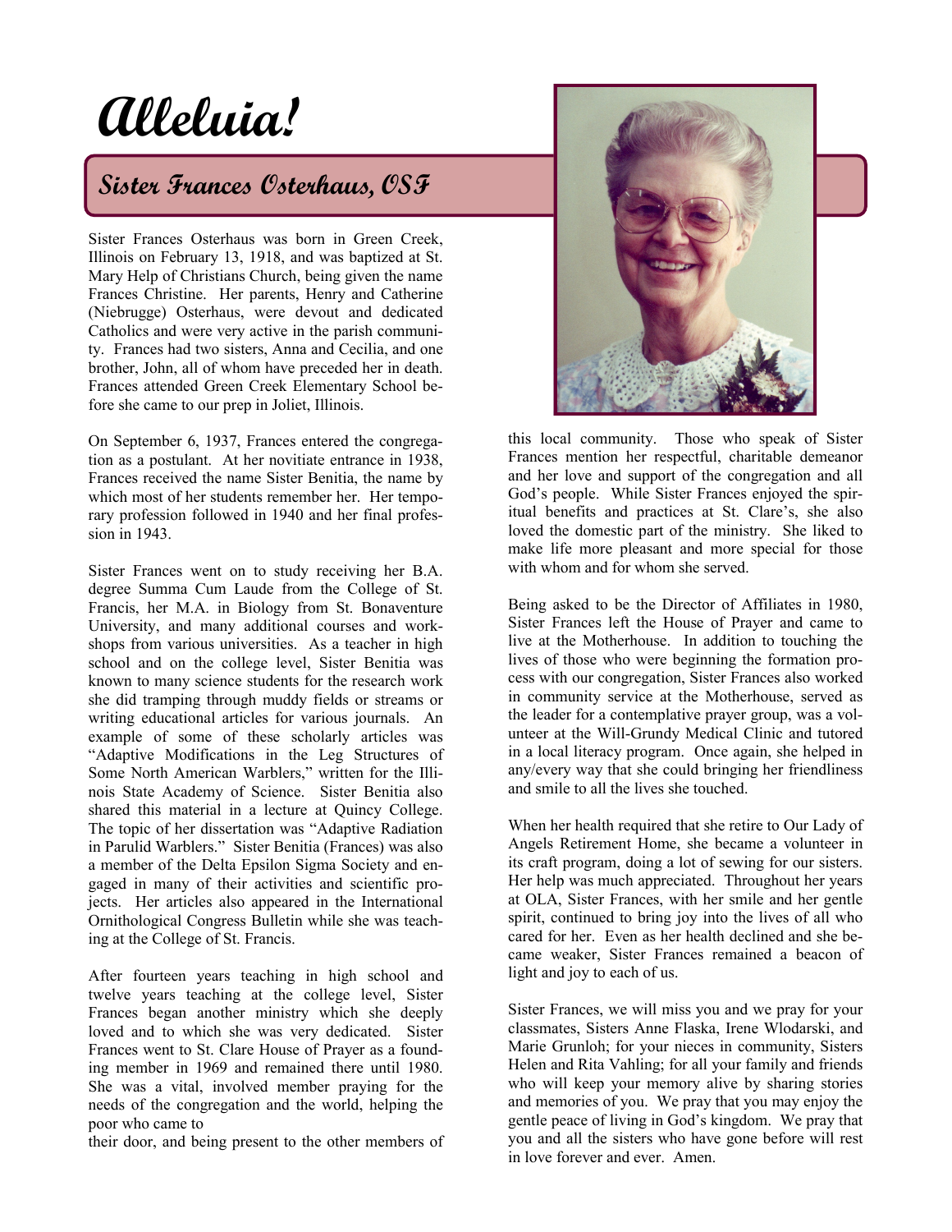# Alleluia!

## Sister Frances Osterhaus, OSF

Sister Frances Osterhaus was born in Green Creek, Illinois on February 13, 1918, and was baptized at St. Mary Help of Christians Church, being given the name Frances Christine. Her parents, Henry and Catherine (Niebrugge) Osterhaus, were devout and dedicated Catholics and were very active in the parish community. Frances had two sisters, Anna and Cecilia, and one brother, John, all of whom have preceded her in death. Frances attended Green Creek Elementary School before she came to our prep in Joliet, Illinois.

On September 6, 1937, Frances entered the congregation as a postulant. At her novitiate entrance in 1938, Frances received the name Sister Benitia, the name by which most of her students remember her. Her temporary profession followed in 1940 and her final profession in 1943.

Sister Frances went on to study receiving her B.A. degree Summa Cum Laude from the College of St. Francis, her M.A. in Biology from St. Bonaventure University, and many additional courses and workshops from various universities. As a teacher in high school and on the college level, Sister Benitia was known to many science students for the research work she did tramping through muddy fields or streams or writing educational articles for various journals. An example of some of these scholarly articles was "Adaptive Modifications in the Leg Structures of Some North American Warblers," written for the Illinois State Academy of Science. Sister Benitia also shared this material in a lecture at Quincy College. The topic of her dissertation was "Adaptive Radiation in Parulid Warblers." Sister Benitia (Frances) was also a member of the Delta Epsilon Sigma Society and engaged in many of their activities and scientific projects. Her articles also appeared in the International Ornithological Congress Bulletin while she was teaching at the College of St. Francis.

After fourteen years teaching in high school and twelve years teaching at the college level, Sister Frances began another ministry which she deeply loved and to which she was very dedicated. Sister Frances went to St. Clare House of Prayer as a founding member in 1969 and remained there until 1980. She was a vital, involved member praying for the needs of the congregation and the world, helping the poor who came to their door, and being present to the other members of this local community. Those who speak of Sister Frances mention her respectful, charitable demeanor and her love and support of the congregation and all God's people. While Sister Frances enjoyed the spiritual benefits and practices at St. Clare's, she also loved the domestic part of the ministry. She liked to make life more pleasant and more special for those with whom and for whom she served.

Being asked to be the Director of Affiliates in 1980, Sister Frances left the House of Prayer and came to live at the Motherhouse. In addition to touching the lives of those who were beginning the formation process with our congregation, Sister Frances also worked in community service at the Motherhouse, served as the leader for a contemplative prayer group, was a volunteer at the Will-Grundy Medical Clinic and tutored in a local literacy program. Once again, she helped in any/every way that she could bringing her friendliness and smile to all the lives she touched.

When her health required that she retire to Our Lady of Angels Retirement Home, she became a volunteer in its craft program, doing a lot of sewing for our sisters. Her help was much appreciated. Throughout her years at OLA, Sister Frances, with her smile and her gentle spirit, continued to bring joy into the lives of all who cared for her. Even as her health declined and she became weaker, Sister Frances remained a beacon of light and joy to each of us.

Sister Frances, we will miss you and we pray for your classmates, Sisters Anne Flaska, Irene Wlodarski, and Marie Grunloh; for your nieces in community, Sisters Helen and Rita Vahling; for all your family and friends who will keep your memory alive by sharing stories and memories of you. We pray that you may enjoy the gentle peace of living in God's kingdom. We pray that you and all the sisters who have gone before will rest in love forever and ever. Amen.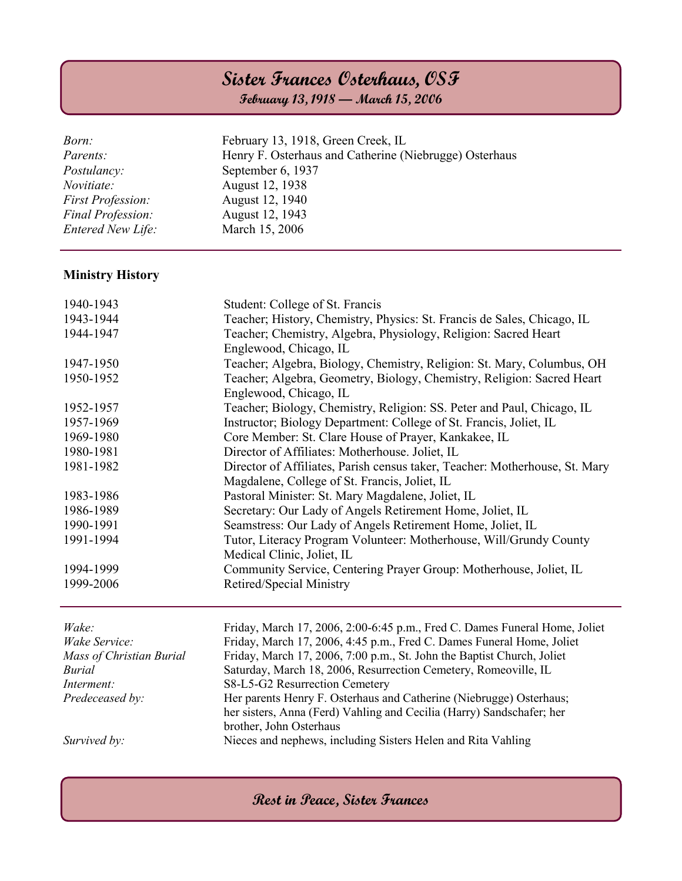# Sister Frances Osterhaus, OSF

**February 13, 1918 — March 15, 2006**

| | |
|---|---|
| *Born:* | February 13, 1918, Green Creek, IL |
| *Parents:* | Henry F. Osterhaus and Catherine (Niebrugge) Osterhaus |
| *Postulancy:* | September 6, 1937 |
| *Novitiate:* | August 12, 1938 |
| *First Profession:* | August 12, 1940 |
| *Final Profession:* | August 12, 1943 |
| *Entered New Life:* | March 15, 2006 |

## Ministry History

| | |
|---|---|
| 1940-1943 | Student: College of St. Francis |
| 1943-1944 | Teacher; History, Chemistry, Physics: St. Francis de Sales, Chicago, IL |
| 1944-1947 | Teacher; Chemistry, Algebra, Physiology, Religion: Sacred Heart Englewood, Chicago, IL |
| 1947-1950 | Teacher; Algebra, Biology, Chemistry, Religion: St. Mary, Columbus, OH |
| 1950-1952 | Teacher; Algebra, Geometry, Biology, Chemistry, Religion: Sacred Heart Englewood, Chicago, IL |
| 1952-1957 | Teacher; Biology, Chemistry, Religion: SS. Peter and Paul, Chicago, IL |
| 1957-1969 | Instructor; Biology Department: College of St. Francis, Joliet, IL |
| 1969-1980 | Core Member: St. Clare House of Prayer, Kankakee, IL |
| 1980-1981 | Director of Affiliates: Motherhouse. Joliet, IL |
| 1981-1982 | Director of Affiliates, Parish census taker, Teacher: Motherhouse, St. Mary Magdalene, College of St. Francis, Joliet, IL |
| 1983-1986 | Pastoral Minister: St. Mary Magdalene, Joliet, IL |
| 1986-1989 | Secretary: Our Lady of Angels Retirement Home, Joliet, IL |
| 1990-1991 | Seamstress: Our Lady of Angels Retirement Home, Joliet, IL |
| 1991-1994 | Tutor, Literacy Program Volunteer: Motherhouse, Will/Grundy County Medical Clinic, Joliet, IL |
| 1994-1999 | Community Service, Centering Prayer Group: Motherhouse, Joliet, IL |
| 1999-2006 | Retired/Special Ministry |

| | |
|---|---|
| *Wake:* | Friday, March 17, 2006, 2:00-6:45 p.m., Fred C. Dames Funeral Home, Joliet |
| *Wake Service:* | Friday, March 17, 2006, 4:45 p.m., Fred C. Dames Funeral Home, Joliet |
| *Mass of Christian Burial* | Friday, March 17, 2006, 7:00 p.m., St. John the Baptist Church, Joliet |
| *Burial* | Saturday, March 18, 2006, Resurrection Cemetery, Romeoville, IL |
| *Interment:* | S8-L5-G2 Resurrection Cemetery |
| *Predeceased by:* | Her parents Henry F. Osterhaus and Catherine (Niebrugge) Osterhaus; her sisters, Anna (Ferd) Vahling and Cecilia (Harry) Sandschafer; her brother, John Osterhaus |
| *Survived by:* | Nieces and nephews, including Sisters Helen and Rita Vahling |

**Rest in Peace, Sister Frances**